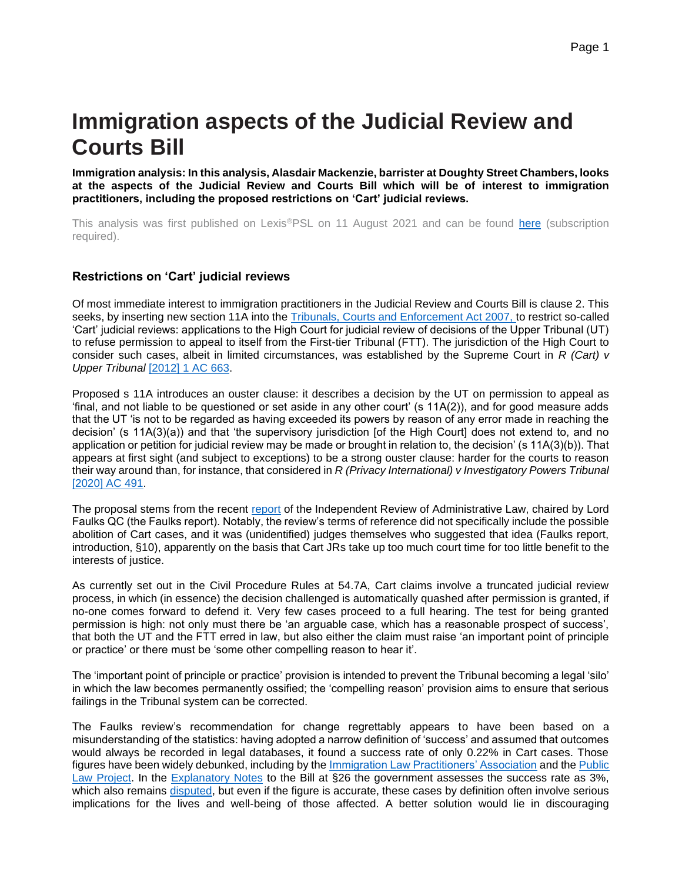# Immigration aspects of the Judicial Review and Courts Bill

**Immigration analysis: In this analysis, Alasdair Mackenzie, barrister at Doughty Street Chambers, looks at the aspects of the Judicial Review and Courts Bill which will be of interest to immigration practitioners, including the proposed restrictions on 'Cart' judicial reviews.**

This analysis was first published on Lexis®PSL on 11 August 2021 and can be found here (subscription required).

## Restrictions on 'Cart' judicial reviews

Of most immediate interest to immigration practitioners in the Judicial Review and Courts Bill is clause 2. This seeks, by inserting new section 11A into the Tribunals, Courts and Enforcement Act 2007, to restrict so-called 'Cart' judicial reviews: applications to the High Court for judicial review of decisions of the Upper Tribunal (UT) to refuse permission to appeal to itself from the First-tier Tribunal (FTT). The jurisdiction of the High Court to consider such cases, albeit in limited circumstances, was established by the Supreme Court in *R (Cart) v Upper Tribunal* [2012] 1 AC 663.

Proposed s 11A introduces an ouster clause: it describes a decision by the UT on permission to appeal as 'final, and not liable to be questioned or set aside in any other court' (s 11A(2)), and for good measure adds that the UT 'is not to be regarded as having exceeded its powers by reason of any error made in reaching the decision' (s 11A(3)(a)) and that 'the supervisory jurisdiction [of the High Court] does not extend to, and no application or petition for judicial review may be made or brought in relation to, the decision' (s 11A(3)(b)). That appears at first sight (and subject to exceptions) to be a strong ouster clause: harder for the courts to reason their way around than, for instance, that considered in *R (Privacy International) v Investigatory Powers Tribunal* [2020] AC 491.

The proposal stems from the recent report of the Independent Review of Administrative Law, chaired by Lord Faulks QC (the Faulks report). Notably, the review's terms of reference did not specifically include the possible abolition of Cart cases, and it was (unidentified) judges themselves who suggested that idea (Faulks report, introduction, §10), apparently on the basis that Cart JRs take up too much court time for too little benefit to the interests of justice.

As currently set out in the Civil Procedure Rules at 54.7A, Cart claims involve a truncated judicial review process, in which (in essence) the decision challenged is automatically quashed after permission is granted, if no-one comes forward to defend it. Very few cases proceed to a full hearing. The test for being granted permission is high: not only must there be 'an arguable case, which has a reasonable prospect of success', that both the UT and the FTT erred in law, but also either the claim must raise 'an important point of principle or practice' or there must be 'some other compelling reason to hear it'.

The 'important point of principle or practice' provision is intended to prevent the Tribunal becoming a legal 'silo' in which the law becomes permanently ossified; the 'compelling reason' provision aims to ensure that serious failings in the Tribunal system can be corrected.

The Faulks review's recommendation for change regrettably appears to have been based on a misunderstanding of the statistics: having adopted a narrow definition of 'success' and assumed that outcomes would always be recorded in legal databases, it found a success rate of only 0.22% in Cart cases. Those figures have been widely debunked, including by the Immigration Law Practitioners' Association and the Public Law Project. In the Explanatory Notes to the Bill at §26 the government assesses the success rate as 3%, which also remains disputed, but even if the figure is accurate, these cases by definition often involve serious implications for the lives and well-being of those affected. A better solution would lie in discouraging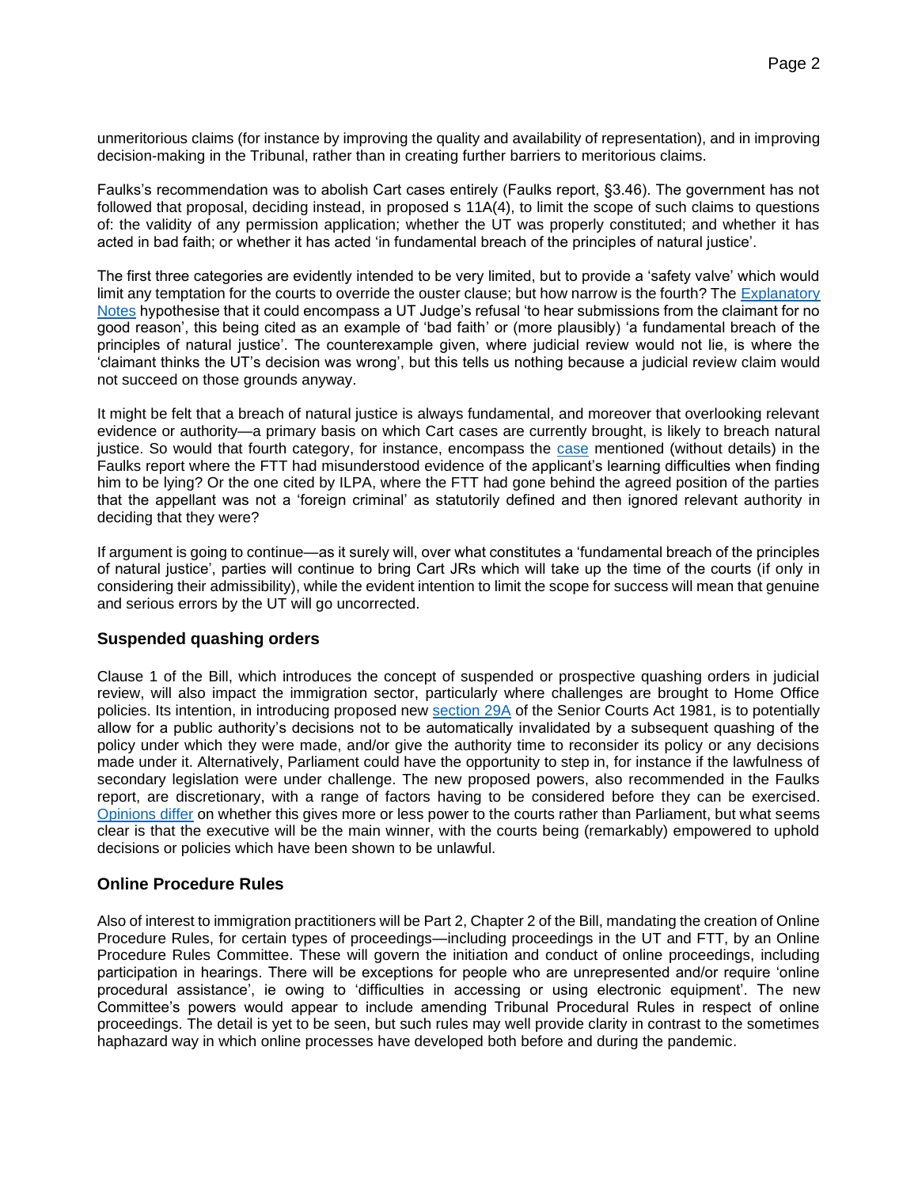unmeritorious claims (for instance by improving the quality and availability of representation), and in improving decision-making in the Tribunal, rather than in creating further barriers to meritorious claims.

Faulks's recommendation was to abolish Cart cases entirely (Faulks report, §3.46). The government has not followed that proposal, deciding instead, in proposed s 11A(4), to limit the scope of such claims to questions of: the validity of any permission application; whether the UT was properly constituted; and whether it has acted in bad faith; or whether it has acted 'in fundamental breach of the principles of natural justice'.

The first three categories are evidently intended to be very limited, but to provide a 'safety valve' which would limit any temptation for the courts to override the ouster clause; but how narrow is the fourth? The Explanatory Notes hypothesise that it could encompass a UT Judge's refusal 'to hear submissions from the claimant for no good reason', this being cited as an example of 'bad faith' or (more plausibly) 'a fundamental breach of the principles of natural justice'. The counterexample given, where judicial review would not lie, is where the 'claimant thinks the UT's decision was wrong', but this tells us nothing because a judicial review claim would not succeed on those grounds anyway.

It might be felt that a breach of natural justice is always fundamental, and moreover that overlooking relevant evidence or authority—a primary basis on which Cart cases are currently brought, is likely to breach natural justice. So would that fourth category, for instance, encompass the case mentioned (without details) in the Faulks report where the FTT had misunderstood evidence of the applicant's learning difficulties when finding him to be lying? Or the one cited by ILPA, where the FTT had gone behind the agreed position of the parties that the appellant was not a 'foreign criminal' as statutorily defined and then ignored relevant authority in deciding that they were?

If argument is going to continue—as it surely will, over what constitutes a 'fundamental breach of the principles of natural justice', parties will continue to bring Cart JRs which will take up the time of the courts (if only in considering their admissibility), while the evident intention to limit the scope for success will mean that genuine and serious errors by the UT will go uncorrected.

### Suspended quashing orders

Clause 1 of the Bill, which introduces the concept of suspended or prospective quashing orders in judicial review, will also impact the immigration sector, particularly where challenges are brought to Home Office policies. Its intention, in introducing proposed new section 29A of the Senior Courts Act 1981, is to potentially allow for a public authority's decisions not to be automatically invalidated by a subsequent quashing of the policy under which they were made, and/or give the authority time to reconsider its policy or any decisions made under it. Alternatively, Parliament could have the opportunity to step in, for instance if the lawfulness of secondary legislation were under challenge. The new proposed powers, also recommended in the Faulks report, are discretionary, with a range of factors having to be considered before they can be exercised. Opinions differ on whether this gives more or less power to the courts rather than Parliament, but what seems clear is that the executive will be the main winner, with the courts being (remarkably) empowered to uphold decisions or policies which have been shown to be unlawful.

### Online Procedure Rules

Also of interest to immigration practitioners will be Part 2, Chapter 2 of the Bill, mandating the creation of Online Procedure Rules, for certain types of proceedings—including proceedings in the UT and FTT, by an Online Procedure Rules Committee. These will govern the initiation and conduct of online proceedings, including participation in hearings. There will be exceptions for people who are unrepresented and/or require 'online procedural assistance', ie owing to 'difficulties in accessing or using electronic equipment'. The new Committee's powers would appear to include amending Tribunal Procedural Rules in respect of online proceedings. The detail is yet to be seen, but such rules may well provide clarity in contrast to the sometimes haphazard way in which online processes have developed both before and during the pandemic.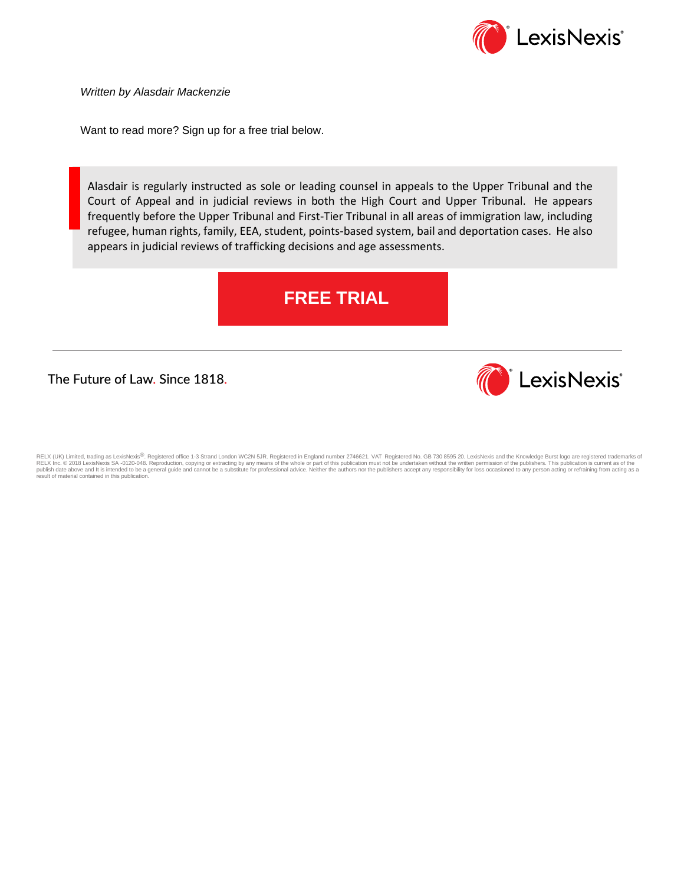*Written by Alasdair Mackenzie*

Want to read more? Sign up for a free trial below.

> Alasdair is regularly instructed as sole or leading counsel in appeals to the Upper Tribunal and the Court of Appeal and in judicial reviews in both the High Court and Upper Tribunal. He appears frequently before the Upper Tribunal and First-Tier Tribunal in all areas of immigration law, including refugee, human rights, family, EEA, student, points-based system, bail and deportation cases. He also appears in judicial reviews of trafficking decisions and age assessments.

**FREE TRIAL**

---

The Future of Law. Since 1818.

RELX (UK) Limited, trading as LexisNexis®. Registered office 1-3 Strand London WC2N 5JR. Registered in England number 2746621. VAT Registered No. GB 730 8595 20. LexisNexis and the Knowledge Burst logo are registered trademarks of RELX Inc. © 2018 LexisNexis SA -0120-048. Reproduction, copying or extracting by any means of the whole or part of this publication must not be undertaken without the written permission of the publishers. This publication is current as of the publish date above and It is intended to be a general guide and cannot be a substitute for professional advice. Neither the authors nor the publishers accept any responsibility for loss occasioned to any person acting or refraining from acting as a result of material contained in this publication.